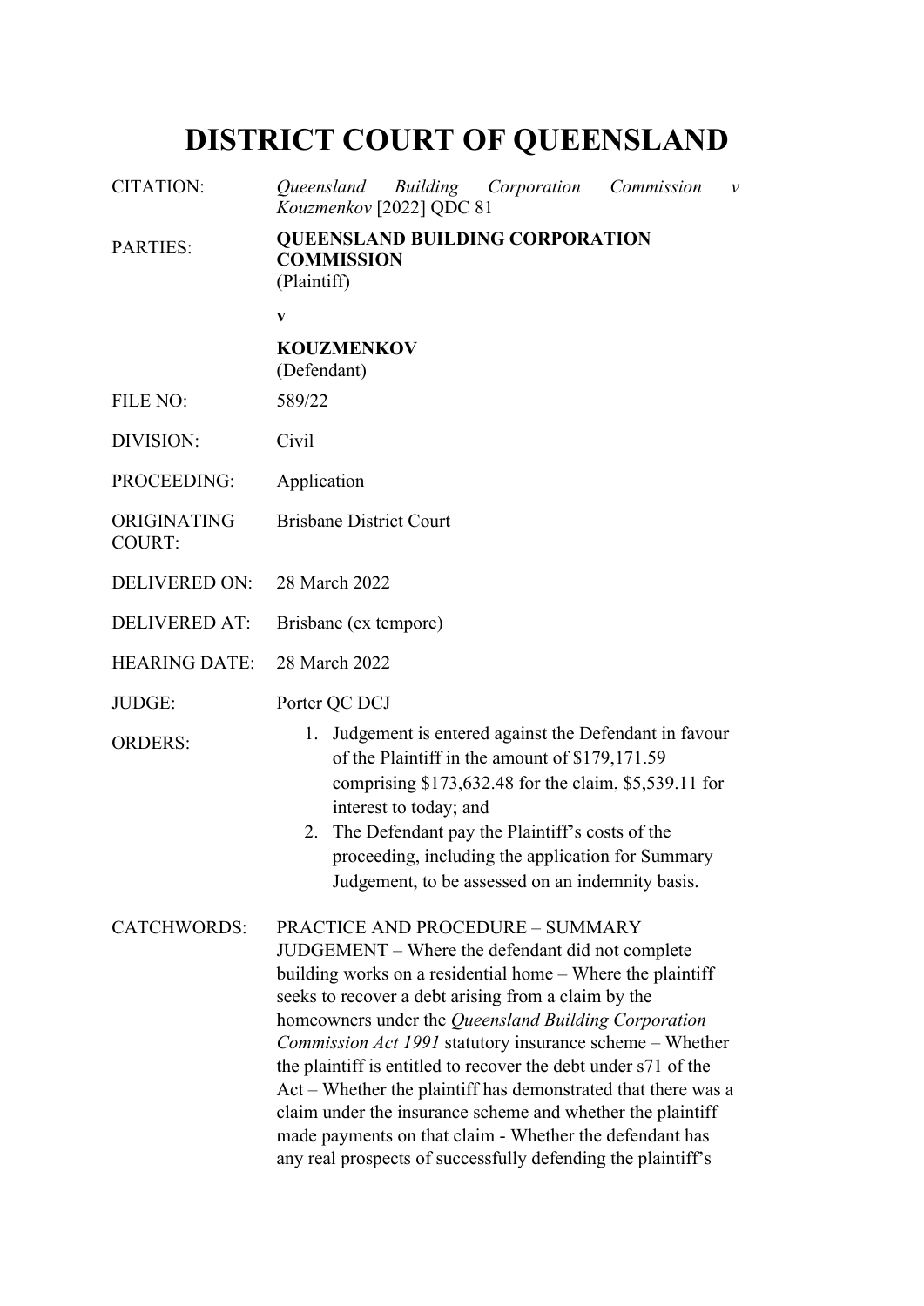# DISTRICT COURT OF QUEENSLAND

| | |
|---|---|
| CITATION: | *Queensland Building Corporation Commission v Kouzmenkov* [2022] QDC 81 |
| PARTIES: | **QUEENSLAND BUILDING CORPORATION COMMISSION** (Plaintiff) <br> **v** <br> **KOUZMENKOV** (Defendant) |
| FILE NO: | 589/22 |
| DIVISION: | Civil |
| PROCEEDING: | Application |
| ORIGINATING COURT: | Brisbane District Court |
| DELIVERED ON: | 28 March 2022 |
| DELIVERED AT: | Brisbane (ex tempore) |
| HEARING DATE: | 28 March 2022 |
| JUDGE: | Porter QC DCJ |
| ORDERS: | 1. Judgement is entered against the Defendant in favour of the Plaintiff in the amount of $179,171.59 comprising $173,632.48 for the claim, $5,539.11 for interest to today; and <br> 2. The Defendant pay the Plaintiff's costs of the proceeding, including the application for Summary Judgement, to be assessed on an indemnity basis. |
| CATCHWORDS: | PRACTICE AND PROCEDURE – SUMMARY JUDGEMENT – Where the defendant did not complete building works on a residential home – Where the plaintiff seeks to recover a debt arising from a claim by the homeowners under the *Queensland Building Corporation Commission Act 1991* statutory insurance scheme – Whether the plaintiff is entitled to recover the debt under s71 of the Act – Whether the plaintiff has demonstrated that there was a claim under the insurance scheme and whether the plaintiff made payments on that claim - Whether the defendant has any real prospects of successfully defending the plaintiff's |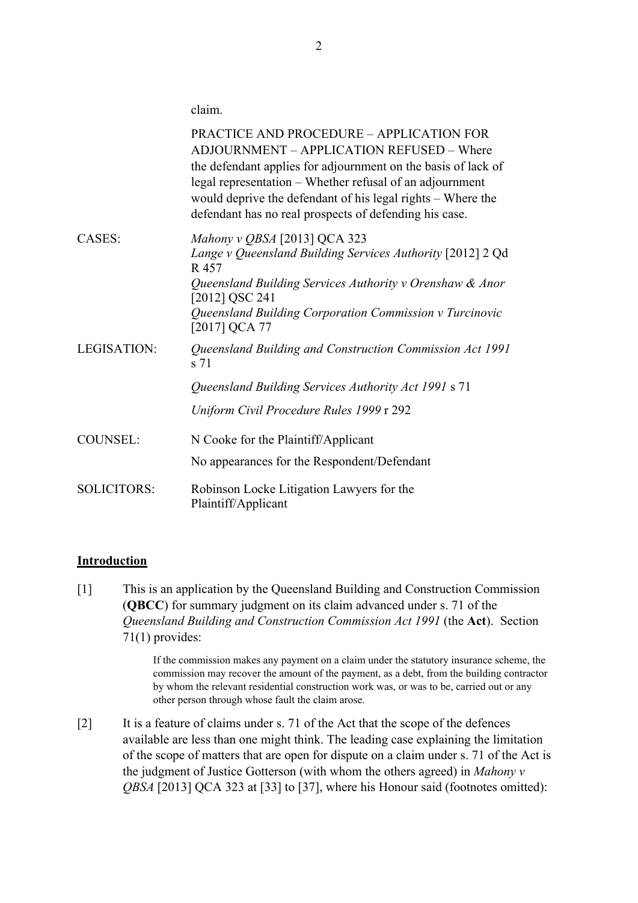claim.

PRACTICE AND PROCEDURE – APPLICATION FOR ADJOURNMENT – APPLICATION REFUSED – Where the defendant applies for adjournment on the basis of lack of legal representation – Whether refusal of an adjournment would deprive the defendant of his legal rights – Where the defendant has no real prospects of defending his case.

| | |
|---|---|
| CASES: | *Mahony v QBSA* [2013] QCA 323<br>*Lange v Queensland Building Services Authority* [2012] 2 Qd R 457<br>*Queensland Building Services Authority v Orenshaw & Anor* [2012] QSC 241<br>*Queensland Building Corporation Commission v Turcinovic* [2017] QCA 77 |
| LEGISLATION: | *Queensland Building and Construction Commission Act 1991* s 71<br>*Queensland Building Services Authority Act 1991* s 71<br>*Uniform Civil Procedure Rules 1999* r 292 |
| COUNSEL: | N Cooke for the Plaintiff/Applicant<br>No appearances for the Respondent/Defendant |
| SOLICITORS: | Robinson Locke Litigation Lawyers for the Plaintiff/Applicant |

## Introduction

[1] This is an application by the Queensland Building and Construction Commission (**QBCC**) for summary judgment on its claim advanced under s. 71 of the *Queensland Building and Construction Commission Act 1991* (the **Act**). Section 71(1) provides:

> If the commission makes any payment on a claim under the statutory insurance scheme, the commission may recover the amount of the payment, as a debt, from the building contractor by whom the relevant residential construction work was, or was to be, carried out or any other person through whose fault the claim arose.

[2] It is a feature of claims under s. 71 of the Act that the scope of the defences available are less than one might think. The leading case explaining the limitation of the scope of matters that are open for dispute on a claim under s. 71 of the Act is the judgment of Justice Gotterson (with whom the others agreed) in *Mahony v QBSA* [2013] QCA 323 at [33] to [37], where his Honour said (footnotes omitted):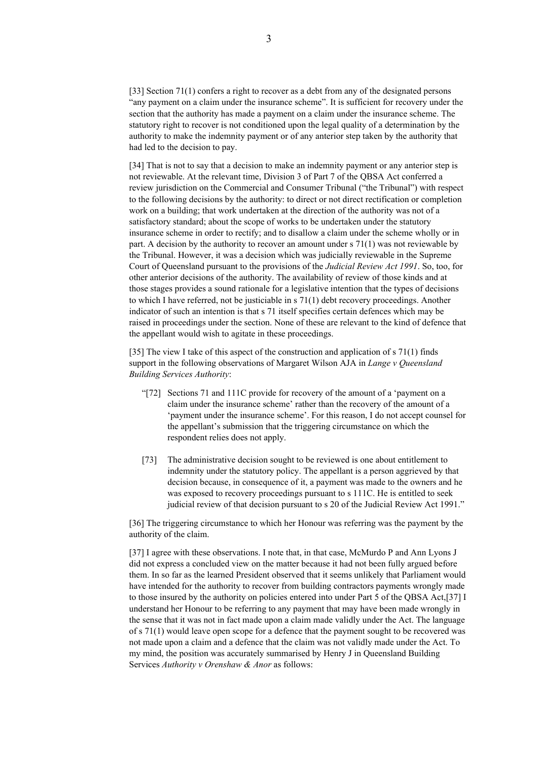[33] Section 71(1) confers a right to recover as a debt from any of the designated persons "any payment on a claim under the insurance scheme". It is sufficient for recovery under the section that the authority has made a payment on a claim under the insurance scheme. The statutory right to recover is not conditioned upon the legal quality of a determination by the authority to make the indemnity payment or of any anterior step taken by the authority that had led to the decision to pay.

[34] That is not to say that a decision to make an indemnity payment or any anterior step is not reviewable. At the relevant time, Division 3 of Part 7 of the QBSA Act conferred a review jurisdiction on the Commercial and Consumer Tribunal ("the Tribunal") with respect to the following decisions by the authority: to direct or not direct rectification or completion work on a building; that work undertaken at the direction of the authority was not of a satisfactory standard; about the scope of works to be undertaken under the statutory insurance scheme in order to rectify; and to disallow a claim under the scheme wholly or in part. A decision by the authority to recover an amount under s 71(1) was not reviewable by the Tribunal. However, it was a decision which was judicially reviewable in the Supreme Court of Queensland pursuant to the provisions of the *Judicial Review Act 1991*. So, too, for other anterior decisions of the authority. The availability of review of those kinds and at those stages provides a sound rationale for a legislative intention that the types of decisions to which I have referred, not be justiciable in s 71(1) debt recovery proceedings. Another indicator of such an intention is that s 71 itself specifies certain defences which may be raised in proceedings under the section. None of these are relevant to the kind of defence that the appellant would wish to agitate in these proceedings.

[35] The view I take of this aspect of the construction and application of s 71(1) finds support in the following observations of Margaret Wilson AJA in *Lange v Queensland Building Services Authority*:

> "[72] Sections 71 and 111C provide for recovery of the amount of a 'payment on a claim under the insurance scheme' rather than the recovery of the amount of a 'payment under the insurance scheme'. For this reason, I do not accept counsel for the appellant's submission that the triggering circumstance on which the respondent relies does not apply.
>
> [73] The administrative decision sought to be reviewed is one about entitlement to indemnity under the statutory policy. The appellant is a person aggrieved by that decision because, in consequence of it, a payment was made to the owners and he was exposed to recovery proceedings pursuant to s 111C. He is entitled to seek judicial review of that decision pursuant to s 20 of the Judicial Review Act 1991."

[36] The triggering circumstance to which her Honour was referring was the payment by the authority of the claim.

[37] I agree with these observations. I note that, in that case, McMurdo P and Ann Lyons J did not express a concluded view on the matter because it had not been fully argued before them. In so far as the learned President observed that it seems unlikely that Parliament would have intended for the authority to recover from building contractors payments wrongly made to those insured by the authority on policies entered into under Part 5 of the QBSA Act,[37] I understand her Honour to be referring to any payment that may have been made wrongly in the sense that it was not in fact made upon a claim made validly under the Act. The language of s 71(1) would leave open scope for a defence that the payment sought to be recovered was not made upon a claim and a defence that the claim was not validly made under the Act. To my mind, the position was accurately summarised by Henry J in Queensland Building Services *Authority v Orenshaw & Anor* as follows: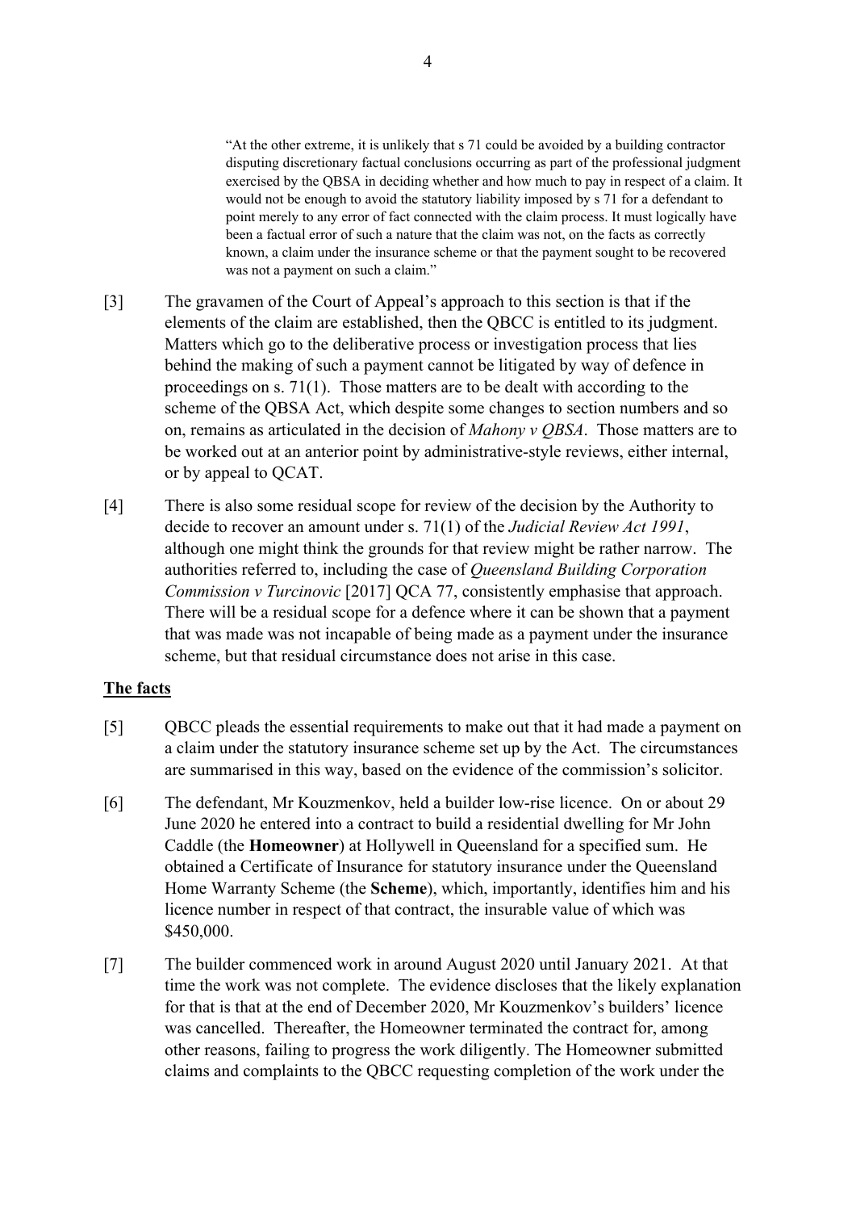> "At the other extreme, it is unlikely that s 71 could be avoided by a building contractor disputing discretionary factual conclusions occurring as part of the professional judgment exercised by the QBSA in deciding whether and how much to pay in respect of a claim. It would not be enough to avoid the statutory liability imposed by s 71 for a defendant to point merely to any error of fact connected with the claim process. It must logically have been a factual error of such a nature that the claim was not, on the facts as correctly known, a claim under the insurance scheme or that the payment sought to be recovered was not a payment on such a claim."

[3] The gravamen of the Court of Appeal's approach to this section is that if the elements of the claim are established, then the QBCC is entitled to its judgment. Matters which go to the deliberative process or investigation process that lies behind the making of such a payment cannot be litigated by way of defence in proceedings on s. 71(1). Those matters are to be dealt with according to the scheme of the QBSA Act, which despite some changes to section numbers and so on, remains as articulated in the decision of *Mahony v QBSA*. Those matters are to be worked out at an anterior point by administrative-style reviews, either internal, or by appeal to QCAT.

[4] There is also some residual scope for review of the decision by the Authority to decide to recover an amount under s. 71(1) of the *Judicial Review Act 1991*, although one might think the grounds for that review might be rather narrow. The authorities referred to, including the case of *Queensland Building Corporation Commission v Turcinovic* [2017] QCA 77, consistently emphasise that approach. There will be a residual scope for a defence where it can be shown that a payment that was made was not incapable of being made as a payment under the insurance scheme, but that residual circumstance does not arise in this case.

## The facts

[5] QBCC pleads the essential requirements to make out that it had made a payment on a claim under the statutory insurance scheme set up by the Act. The circumstances are summarised in this way, based on the evidence of the commission's solicitor.

[6] The defendant, Mr Kouzmenkov, held a builder low-rise licence. On or about 29 June 2020 he entered into a contract to build a residential dwelling for Mr John Caddle (the **Homeowner**) at Hollywell in Queensland for a specified sum. He obtained a Certificate of Insurance for statutory insurance under the Queensland Home Warranty Scheme (the **Scheme**), which, importantly, identifies him and his licence number in respect of that contract, the insurable value of which was $450,000.

[7] The builder commenced work in around August 2020 until January 2021. At that time the work was not complete. The evidence discloses that the likely explanation for that is that at the end of December 2020, Mr Kouzmenkov's builders' licence was cancelled. Thereafter, the Homeowner terminated the contract for, among other reasons, failing to progress the work diligently. The Homeowner submitted claims and complaints to the QBCC requesting completion of the work under the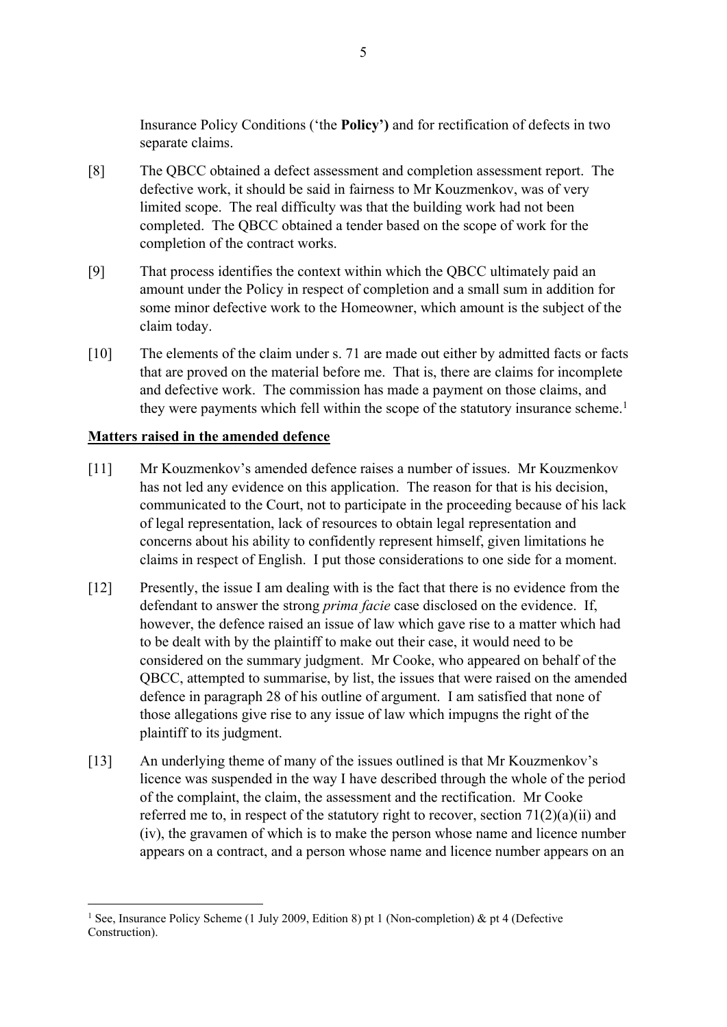Insurance Policy Conditions ('the **Policy'**) and for rectification of defects in two separate claims.

[8] The QBCC obtained a defect assessment and completion assessment report. The defective work, it should be said in fairness to Mr Kouzmenkov, was of very limited scope. The real difficulty was that the building work had not been completed. The QBCC obtained a tender based on the scope of work for the completion of the contract works.

[9] That process identifies the context within which the QBCC ultimately paid an amount under the Policy in respect of completion and a small sum in addition for some minor defective work to the Homeowner, which amount is the subject of the claim today.

[10] The elements of the claim under s. 71 are made out either by admitted facts or facts that are proved on the material before me. That is, there are claims for incomplete and defective work. The commission has made a payment on those claims, and they were payments which fell within the scope of the statutory insurance scheme.[1]

## Matters raised in the amended defence

[11] Mr Kouzmenkov's amended defence raises a number of issues. Mr Kouzmenkov has not led any evidence on this application. The reason for that is his decision, communicated to the Court, not to participate in the proceeding because of his lack of legal representation, lack of resources to obtain legal representation and concerns about his ability to confidently represent himself, given limitations he claims in respect of English. I put those considerations to one side for a moment.

[12] Presently, the issue I am dealing with is the fact that there is no evidence from the defendant to answer the strong *prima facie* case disclosed on the evidence. If, however, the defence raised an issue of law which gave rise to a matter which had to be dealt with by the plaintiff to make out their case, it would need to be considered on the summary judgment. Mr Cooke, who appeared on behalf of the QBCC, attempted to summarise, by list, the issues that were raised on the amended defence in paragraph 28 of his outline of argument. I am satisfied that none of those allegations give rise to any issue of law which impugns the right of the plaintiff to its judgment.

[13] An underlying theme of many of the issues outlined is that Mr Kouzmenkov's licence was suspended in the way I have described through the whole of the period of the complaint, the claim, the assessment and the rectification. Mr Cooke referred me to, in respect of the statutory right to recover, section 71(2)(a)(ii) and (iv), the gravamen of which is to make the person whose name and licence number appears on a contract, and a person whose name and licence number appears on an

---

[1] See, Insurance Policy Scheme (1 July 2009, Edition 8) pt 1 (Non-completion) & pt 4 (Defective Construction).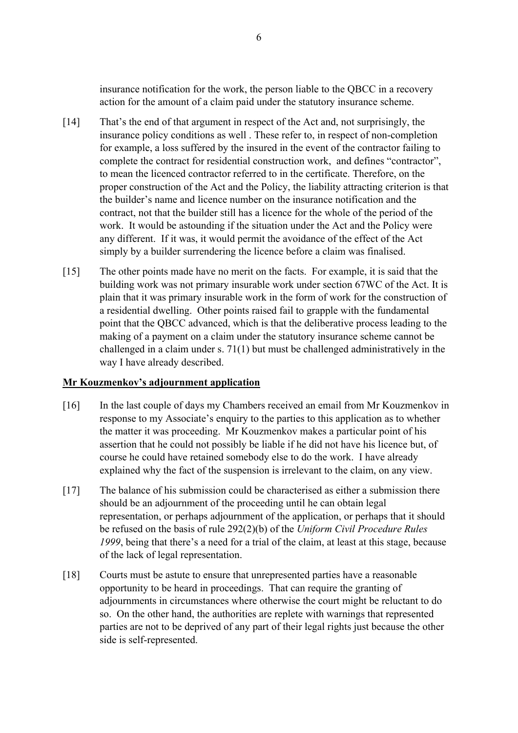insurance notification for the work, the person liable to the QBCC in a recovery action for the amount of a claim paid under the statutory insurance scheme.

[14] That's the end of that argument in respect of the Act and, not surprisingly, the insurance policy conditions as well . These refer to, in respect of non-completion for example, a loss suffered by the insured in the event of the contractor failing to complete the contract for residential construction work, and defines "contractor", to mean the licenced contractor referred to in the certificate. Therefore, on the proper construction of the Act and the Policy, the liability attracting criterion is that the builder's name and licence number on the insurance notification and the contract, not that the builder still has a licence for the whole of the period of the work. It would be astounding if the situation under the Act and the Policy were any different. If it was, it would permit the avoidance of the effect of the Act simply by a builder surrendering the licence before a claim was finalised.

[15] The other points made have no merit on the facts. For example, it is said that the building work was not primary insurable work under section 67WC of the Act. It is plain that it was primary insurable work in the form of work for the construction of a residential dwelling. Other points raised fail to grapple with the fundamental point that the QBCC advanced, which is that the deliberative process leading to the making of a payment on a claim under the statutory insurance scheme cannot be challenged in a claim under s. 71(1) but must be challenged administratively in the way I have already described.

**Mr Kouzmenkov's adjournment application**

[16] In the last couple of days my Chambers received an email from Mr Kouzmenkov in response to my Associate's enquiry to the parties to this application as to whether the matter it was proceeding. Mr Kouzmenkov makes a particular point of his assertion that he could not possibly be liable if he did not have his licence but, of course he could have retained somebody else to do the work. I have already explained why the fact of the suspension is irrelevant to the claim, on any view.

[17] The balance of his submission could be characterised as either a submission there should be an adjournment of the proceeding until he can obtain legal representation, or perhaps adjournment of the application, or perhaps that it should be refused on the basis of rule 292(2)(b) of the *Uniform Civil Procedure Rules 1999*, being that there's a need for a trial of the claim, at least at this stage, because of the lack of legal representation.

[18] Courts must be astute to ensure that unrepresented parties have a reasonable opportunity to be heard in proceedings. That can require the granting of adjournments in circumstances where otherwise the court might be reluctant to do so. On the other hand, the authorities are replete with warnings that represented parties are not to be deprived of any part of their legal rights just because the other side is self-represented.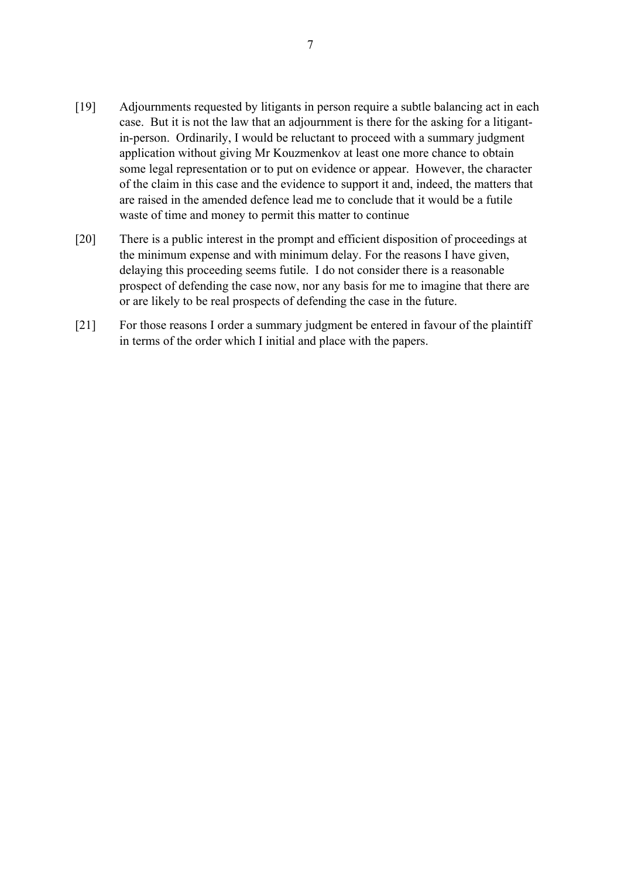[19] Adjournments requested by litigants in person require a subtle balancing act in each case. But it is not the law that an adjournment is there for the asking for a litigant-in-person. Ordinarily, I would be reluctant to proceed with a summary judgment application without giving Mr Kouzmenkov at least one more chance to obtain some legal representation or to put on evidence or appear. However, the character of the claim in this case and the evidence to support it and, indeed, the matters that are raised in the amended defence lead me to conclude that it would be a futile waste of time and money to permit this matter to continue

[20] There is a public interest in the prompt and efficient disposition of proceedings at the minimum expense and with minimum delay. For the reasons I have given, delaying this proceeding seems futile. I do not consider there is a reasonable prospect of defending the case now, nor any basis for me to imagine that there are or are likely to be real prospects of defending the case in the future.

[21] For those reasons I order a summary judgment be entered in favour of the plaintiff in terms of the order which I initial and place with the papers.